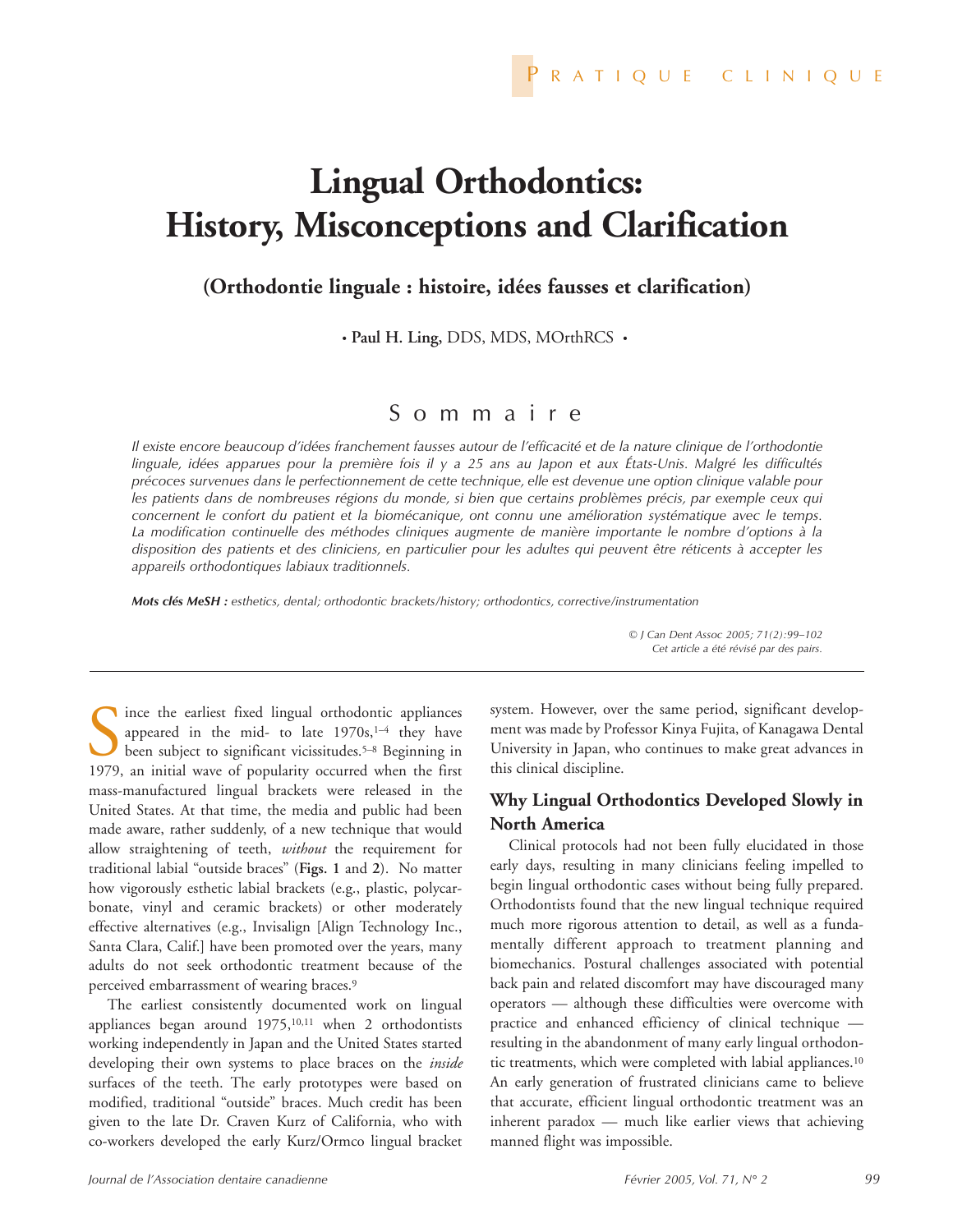# Lingual Orthodontics: History, Misconceptions and Clarification

## (Orthodontie linguale : histoire, idées fausses et clarification)

• **Paul H. Ling,** DDS, MDS, MOrthRCS •

## Sommaire

*Il existe encore beaucoup d'idées franchement fausses autour de l'efficacité et de la nature clinique de l'orthodontie linguale, idées apparues pour la première fois il y a 25 ans au Japon et aux États-Unis. Malgré les difficultés précoces survenues dans le perfectionnement de cette technique, elle est devenue une option clinique valable pour les patients dans de nombreuses régions du monde, si bien que certains problèmes précis, par exemple ceux qui concernent le confort du patient et la biomécanique, ont connu une amélioration systématique avec le temps. La modification continuelle des méthodes cliniques augmente de manière importante le nombre d'options à la disposition des patients et des cliniciens, en particulier pour les adultes qui peuvent être réticents à accepter les appareils orthodontiques labiaux traditionnels.*

***Mots clés MeSH :*** *esthetics, dental; orthodontic brackets/history; orthodontics, corrective/instrumentation*

*© J Can Dent Assoc 2005; 71(2):99–102*
*Cet article a été révisé par des pairs.*

---

Since the earliest fixed lingual orthodontic appliances appeared in the mid- to late 1970s,[1–4] they have been subject to significant vicissitudes.[5–8] Beginning in 1979, an initial wave of popularity occurred when the first mass-manufactured lingual brackets were released in the United States. At that time, the media and public had been made aware, rather suddenly, of a new technique that would allow straightening of teeth, *without* the requirement for traditional labial "outside braces" (**Figs. 1** and **2**). No matter how vigorously esthetic labial brackets (e.g., plastic, polycarbonate, vinyl and ceramic brackets) or other moderately effective alternatives (e.g., Invisalign [Align Technology Inc., Santa Clara, Calif.] have been promoted over the years, many adults do not seek orthodontic treatment because of the perceived embarrassment of wearing braces.[9]

The earliest consistently documented work on lingual appliances began around 1975,[10,11] when 2 orthodontists working independently in Japan and the United States started developing their own systems to place braces on the *inside* surfaces of the teeth. The early prototypes were based on modified, traditional "outside" braces. Much credit has been given to the late Dr. Craven Kurz of California, who with co-workers developed the early Kurz/Ormco lingual bracket system. However, over the same period, significant development was made by Professor Kinya Fujita, of Kanagawa Dental University in Japan, who continues to make great advances in this clinical discipline.

## Why Lingual Orthodontics Developed Slowly in North America

Clinical protocols had not been fully elucidated in those early days, resulting in many clinicians feeling impelled to begin lingual orthodontic cases without being fully prepared. Orthodontists found that the new lingual technique required much more rigorous attention to detail, as well as a fundamentally different approach to treatment planning and biomechanics. Postural challenges associated with potential back pain and related discomfort may have discouraged many operators — although these difficulties were overcome with practice and enhanced efficiency of clinical technique — resulting in the abandonment of many early lingual orthodontic treatments, which were completed with labial appliances.[10] An early generation of frustrated clinicians came to believe that accurate, efficient lingual orthodontic treatment was an inherent paradox — much like earlier views that achieving manned flight was impossible.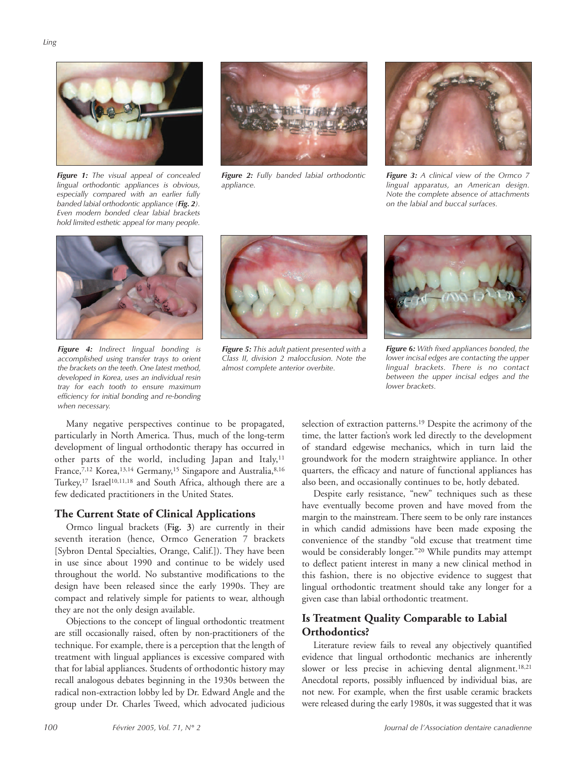*Figure 1:* The visual appeal of concealed lingual orthodontic appliances is obvious, especially compared with an earlier fully banded labial orthodontic appliance (***Fig. 2***). Even modern bonded clear labial brackets hold limited esthetic appeal for many people.

*Figure 2:* Fully banded labial orthodontic appliance.

*Figure 3:* A clinical view of the Ormco 7 lingual apparatus, an American design. Note the complete absence of attachments on the labial and buccal surfaces.

*Figure 4:* Indirect lingual bonding is accomplished using transfer trays to orient the brackets on the teeth. One latest method, developed in Korea, uses an individual resin tray for each tooth to ensure maximum efficiency for initial bonding and re-bonding when necessary.

*Figure 5:* This adult patient presented with a Class II, division 2 malocclusion. Note the almost complete anterior overbite.

*Figure 6:* With fixed appliances bonded, the lower incisal edges are contacting the upper lingual brackets. There is no contact between the upper incisal edges and the lower brackets.

Many negative perspectives continue to be propagated, particularly in North America. Thus, much of the long-term development of lingual orthodontic therapy has occurred in other parts of the world, including Japan and Italy,[11] France,[7,12] Korea,[13,14] Germany,[15] Singapore and Australia,[8,16] Turkey,[17] Israel[10,11,18] and South Africa, although there are a few dedicated practitioners in the United States.

## The Current State of Clinical Applications

Ormco lingual brackets (**Fig. 3**) are currently in their seventh iteration (hence, Ormco Generation 7 brackets [Sybron Dental Specialties, Orange, Calif.]). They have been in use since about 1990 and continue to be widely used throughout the world. No substantive modifications to the design have been released since the early 1990s. They are compact and relatively simple for patients to wear, although they are not the only design available.

Objections to the concept of lingual orthodontic treatment are still occasionally raised, often by non-practitioners of the technique. For example, there is a perception that the length of treatment with lingual appliances is excessive compared with that for labial appliances. Students of orthodontic history may recall analogous debates beginning in the 1930s between the radical non-extraction lobby led by Dr. Edward Angle and the group under Dr. Charles Tweed, which advocated judicious selection of extraction patterns.[19] Despite the acrimony of the time, the latter faction's work led directly to the development of standard edgewise mechanics, which in turn laid the groundwork for the modern straightwire appliance. In other quarters, the efficacy and nature of functional appliances has also been, and occasionally continues to be, hotly debated.

Despite early resistance, "new" techniques such as these have eventually become proven and have moved from the margin to the mainstream. There seem to be only rare instances in which candid admissions have been made exposing the convenience of the standby "old excuse that treatment time would be considerably longer."[20] While pundits may attempt to deflect patient interest in many a new clinical method in this fashion, there is no objective evidence to suggest that lingual orthodontic treatment should take any longer for a given case than labial orthodontic treatment.

## Is Treatment Quality Comparable to Labial Orthodontics?

Literature review fails to reveal any objectively quantified evidence that lingual orthodontic mechanics are inherently slower or less precise in achieving dental alignment.[18,21] Anecdotal reports, possibly influenced by individual bias, are not new. For example, when the first usable ceramic brackets were released during the early 1980s, it was suggested that it was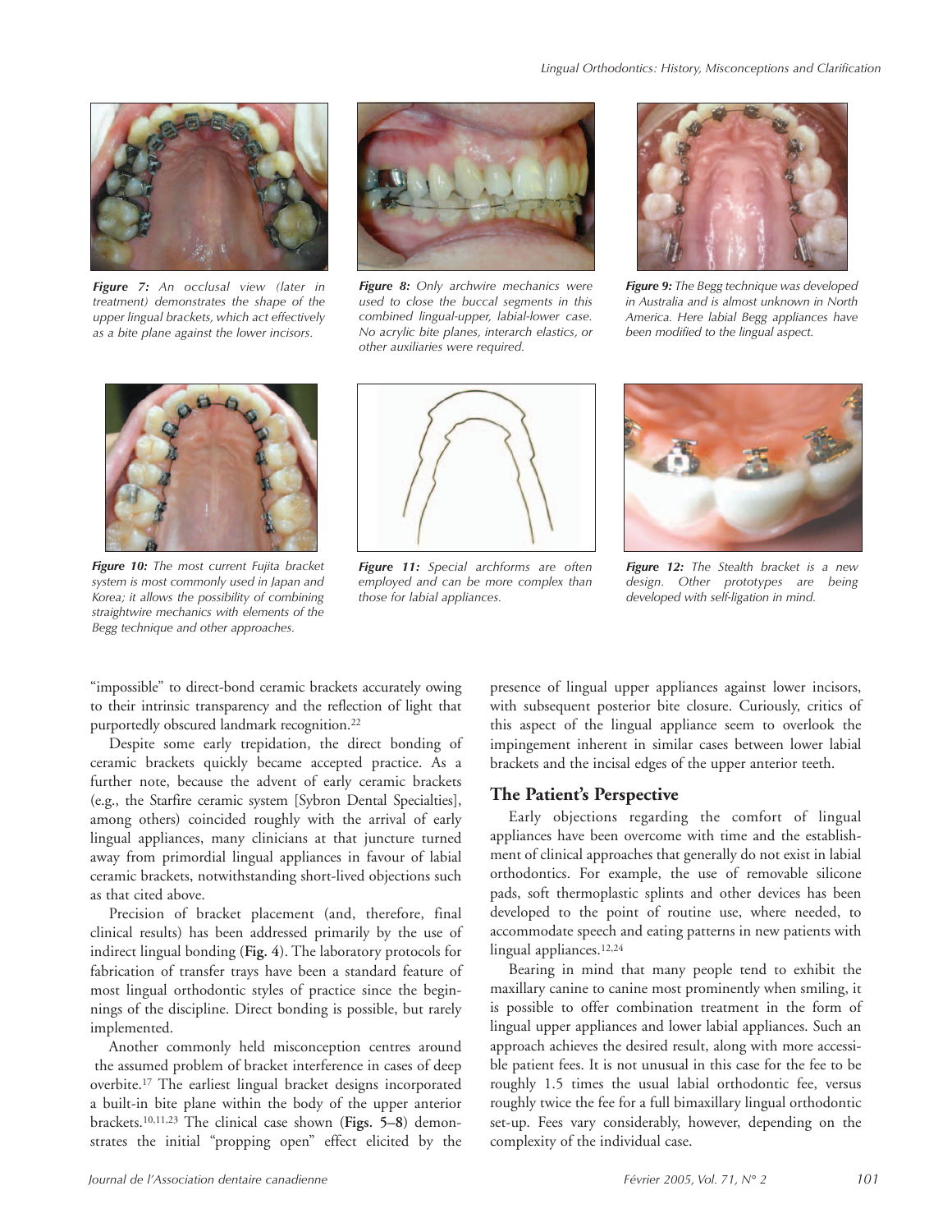*Figure 7: An occlusal view (later in treatment) demonstrates the shape of the upper lingual brackets, which act effectively as a bite plane against the lower incisors.*

*Figure 8: Only archwire mechanics were used to close the buccal segments in this combined lingual-upper, labial-lower case. No acrylic bite planes, interarch elastics, or other auxiliaries were required.*

*Figure 9: The Begg technique was developed in Australia and is almost unknown in North America. Here labial Begg appliances have been modified to the lingual aspect.*

*Figure 10: The most current Fujita bracket system is most commonly used in Japan and Korea; it allows the possibility of combining straightwire mechanics with elements of the Begg technique and other approaches.*

*Figure 11: Special archforms are often employed and can be more complex than those for labial appliances.*

*Figure 12: The Stealth bracket is a new design. Other prototypes are being developed with self-ligation in mind.*

"impossible" to direct-bond ceramic brackets accurately owing to their intrinsic transparency and the reflection of light that purportedly obscured landmark recognition.[22]

Despite some early trepidation, the direct bonding of ceramic brackets quickly became accepted practice. As a further note, because the advent of early ceramic brackets (e.g., the Starfire ceramic system [Sybron Dental Specialties], among others) coincided roughly with the arrival of early lingual appliances, many clinicians at that juncture turned away from primordial lingual appliances in favour of labial ceramic brackets, notwithstanding short-lived objections such as that cited above.

Precision of bracket placement (and, therefore, final clinical results) has been addressed primarily by the use of indirect lingual bonding (**Fig. 4**). The laboratory protocols for fabrication of transfer trays have been a standard feature of most lingual orthodontic styles of practice since the beginnings of the discipline. Direct bonding is possible, but rarely implemented.

Another commonly held misconception centres around the assumed problem of bracket interference in cases of deep overbite.[17] The earliest lingual bracket designs incorporated a built-in bite plane within the body of the upper anterior brackets.[10,11,23] The clinical case shown (**Figs. 5–8**) demonstrates the initial "propping open" effect elicited by the presence of lingual upper appliances against lower incisors, with subsequent posterior bite closure. Curiously, critics of this aspect of the lingual appliance seem to overlook the impingement inherent in similar cases between lower labial brackets and the incisal edges of the upper anterior teeth.

## The Patient's Perspective

Early objections regarding the comfort of lingual appliances have been overcome with time and the establishment of clinical approaches that generally do not exist in labial orthodontics. For example, the use of removable silicone pads, soft thermoplastic splints and other devices has been developed to the point of routine use, where needed, to accommodate speech and eating patterns in new patients with lingual appliances.[12,24]

Bearing in mind that many people tend to exhibit the maxillary canine to canine most prominently when smiling, it is possible to offer combination treatment in the form of lingual upper appliances and lower labial appliances. Such an approach achieves the desired result, along with more accessible patient fees. It is not unusual in this case for the fee to be roughly 1.5 times the usual labial orthodontic fee, versus roughly twice the fee for a full bimaxillary lingual orthodontic set-up. Fees vary considerably, however, depending on the complexity of the individual case.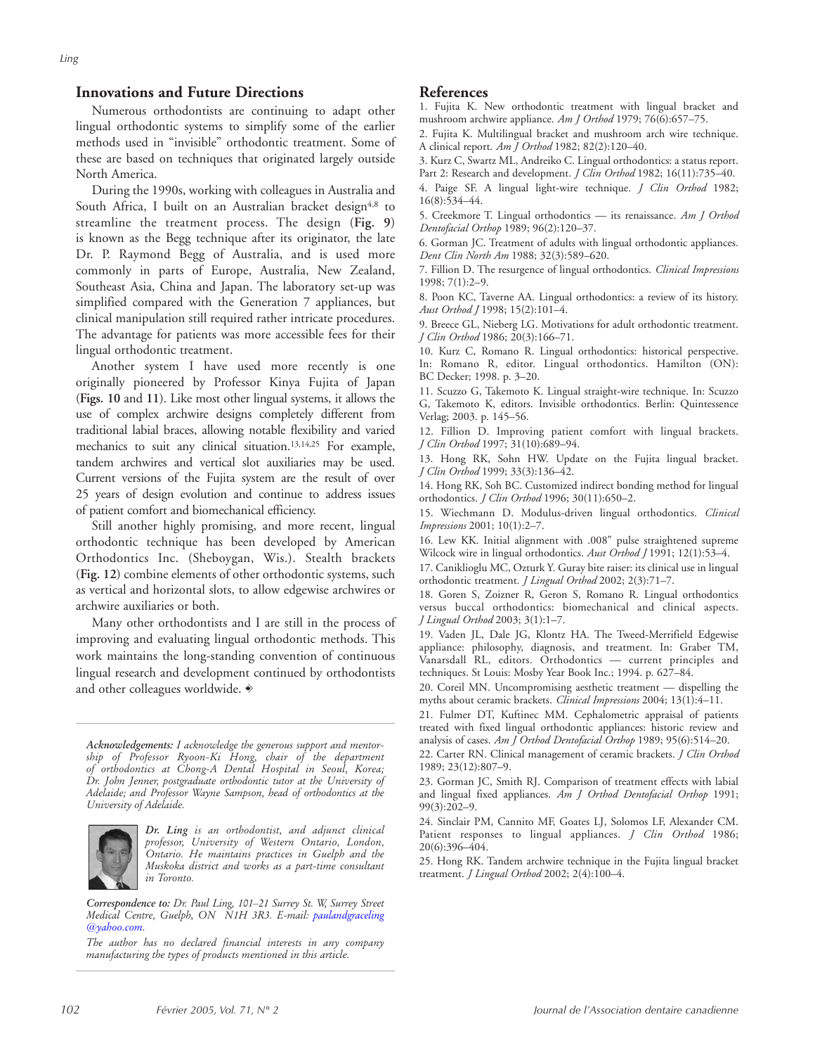## Innovations and Future Directions

Numerous orthodontists are continuing to adapt other lingual orthodontic systems to simplify some of the earlier methods used in "invisible" orthodontic treatment. Some of these are based on techniques that originated largely outside North America.

During the 1990s, working with colleagues in Australia and South Africa, I built on an Australian bracket design[4,8] to streamline the treatment process. The design (**Fig. 9**) is known as the Begg technique after its originator, the late Dr. P. Raymond Begg of Australia, and is used more commonly in parts of Europe, Australia, New Zealand, Southeast Asia, China and Japan. The laboratory set-up was simplified compared with the Generation 7 appliances, but clinical manipulation still required rather intricate procedures. The advantage for patients was more accessible fees for their lingual orthodontic treatment.

Another system I have used more recently is one originally pioneered by Professor Kinya Fujita of Japan (**Figs. 10** and **11**). Like most other lingual systems, it allows the use of complex archwire designs completely different from traditional labial braces, allowing notable flexibility and varied mechanics to suit any clinical situation.[13,14,25] For example, tandem archwires and vertical slot auxiliaries may be used. Current versions of the Fujita system are the result of over 25 years of design evolution and continue to address issues of patient comfort and biomechanical efficiency.

Still another highly promising, and more recent, lingual orthodontic technique has been developed by American Orthodontics Inc. (Sheboygan, Wis.). Stealth brackets (**Fig. 12**) combine elements of other orthodontic systems, such as vertical and horizontal slots, to allow edgewise archwires or archwire auxiliaries or both.

Many other orthodontists and I are still in the process of improving and evaluating lingual orthodontic methods. This work maintains the long-standing convention of continuous lingual research and development continued by orthodontists and other colleagues worldwide. ◆

*__Acknowledgements:__ I acknowledge the generous support and mentorship of Professor Ryoon-Ki Hong, chair of the department of orthodontics at Chong-A Dental Hospital in Seoul, Korea; Dr. John Jenner, postgraduate orthodontic tutor at the University of Adelaide; and Professor Wayne Sampson, head of orthodontics at the University of Adelaide.*

*__Dr. Ling__ is an orthodontist, and adjunct clinical professor, University of Western Ontario, London, Ontario. He maintains practices in Guelph and the Muskoka district and works as a part-time consultant in Toronto.*

*__Correspondence to:__ Dr. Paul Ling, 101–21 Surrey St. W, Surrey Street Medical Centre, Guelph, ON N1H 3R3. E-mail: paulandgraceling@yahoo.com.*

*The author has no declared financial interests in any company manufacturing the types of products mentioned in this article.*

## References

1. Fujita K. New orthodontic treatment with lingual bracket and mushroom archwire appliance. *Am J Orthod* 1979; 76(6):657–75.
2. Fujita K. Multilingual bracket and mushroom arch wire technique. A clinical report. *Am J Orthod* 1982; 82(2):120–40.
3. Kurz C, Swartz ML, Andreiko C. Lingual orthodontics: a status report. Part 2: Research and development. *J Clin Orthod* 1982; 16(11):735–40.
4. Paige SF. A lingual light-wire technique. *J Clin Orthod* 1982; 16(8):534–44.
5. Creekmore T. Lingual orthodontics — its renaissance. *Am J Orthod Dentofacial Orthop* 1989; 96(2):120–37.
6. Gorman JC. Treatment of adults with lingual orthodontic appliances. *Dent Clin North Am* 1988; 32(3):589–620.
7. Fillion D. The resurgence of lingual orthodontics. *Clinical Impressions* 1998; 7(1):2–9.
8. Poon KC, Taverne AA. Lingual orthodontics: a review of its history. *Aust Orthod J* 1998; 15(2):101–4.
9. Breece GL, Nieberg LG. Motivations for adult orthodontic treatment. *J Clin Orthod* 1986; 20(3):166–71.
10. Kurz C, Romano R. Lingual orthodontics: historical perspective. In: Romano R, editor. Lingual orthodontics. Hamilton (ON): BC Decker; 1998. p. 3–20.
11. Scuzzo G, Takemoto K. Lingual straight-wire technique. In: Scuzzo G, Takemoto K, editors. Invisible orthodontics. Berlin: Quintessence Verlag; 2003. p. 145–56.
12. Fillion D. Improving patient comfort with lingual brackets. *J Clin Orthod* 1997; 31(10):689–94.
13. Hong RK, Sohn HW. Update on the Fujita lingual bracket. *J Clin Orthod* 1999; 33(3):136–42.
14. Hong RK, Soh BC. Customized indirect bonding method for lingual orthodontics. *J Clin Orthod* 1996; 30(11):650–2.
15. Wiechmann D. Modulus-driven lingual orthodontics. *Clinical Impressions* 2001; 10(1):2–7.
16. Lew KK. Initial alignment with .008" pulse straightened supreme Wilcock wire in lingual orthodontics. *Aust Orthod J* 1991; 12(1):53–4.
17. Caniklioglu MC, Ozturk Y. Guray bite raiser: its clinical use in lingual orthodontic treatment. *J Lingual Orthod* 2002; 2(3):71–7.
18. Goren S, Zoizner R, Geron S, Romano R. Lingual orthodontics versus buccal orthodontics: biomechanical and clinical aspects. *J Lingual Orthod* 2003; 3(1):1–7.
19. Vaden JL, Dale JG, Klontz HA. The Tweed-Merrifield Edgewise appliance: philosophy, diagnosis, and treatment. In: Graber TM, Vanarsdall RL, editors. Orthodontics — current principles and techniques. St Louis: Mosby Year Book Inc.; 1994. p. 627–84.
20. Coreil MN. Uncompromising aesthetic treatment — dispelling the myths about ceramic brackets. *Clinical Impressions* 2004; 13(1):4–11.
21. Fulmer DT, Kuftinec MM. Cephalometric appraisal of patients treated with fixed lingual orthodontic appliances: historic review and analysis of cases. *Am J Orthod Dentofacial Orthop* 1989; 95(6):514–20.
22. Carter RN. Clinical management of ceramic brackets. *J Clin Orthod* 1989; 23(12):807–9.
23. Gorman JC, Smith RJ. Comparison of treatment effects with labial and lingual fixed appliances. *Am J Orthod Dentofacial Orthop* 1991; 99(3):202–9.
24. Sinclair PM, Cannito MF, Goates LJ, Solomos LF, Alexander CM. Patient responses to lingual appliances. *J Clin Orthod* 1986; 20(6):396–404.
25. Hong RK. Tandem archwire technique in the Fujita lingual bracket treatment. *J Lingual Orthod* 2002; 2(4):100–4.